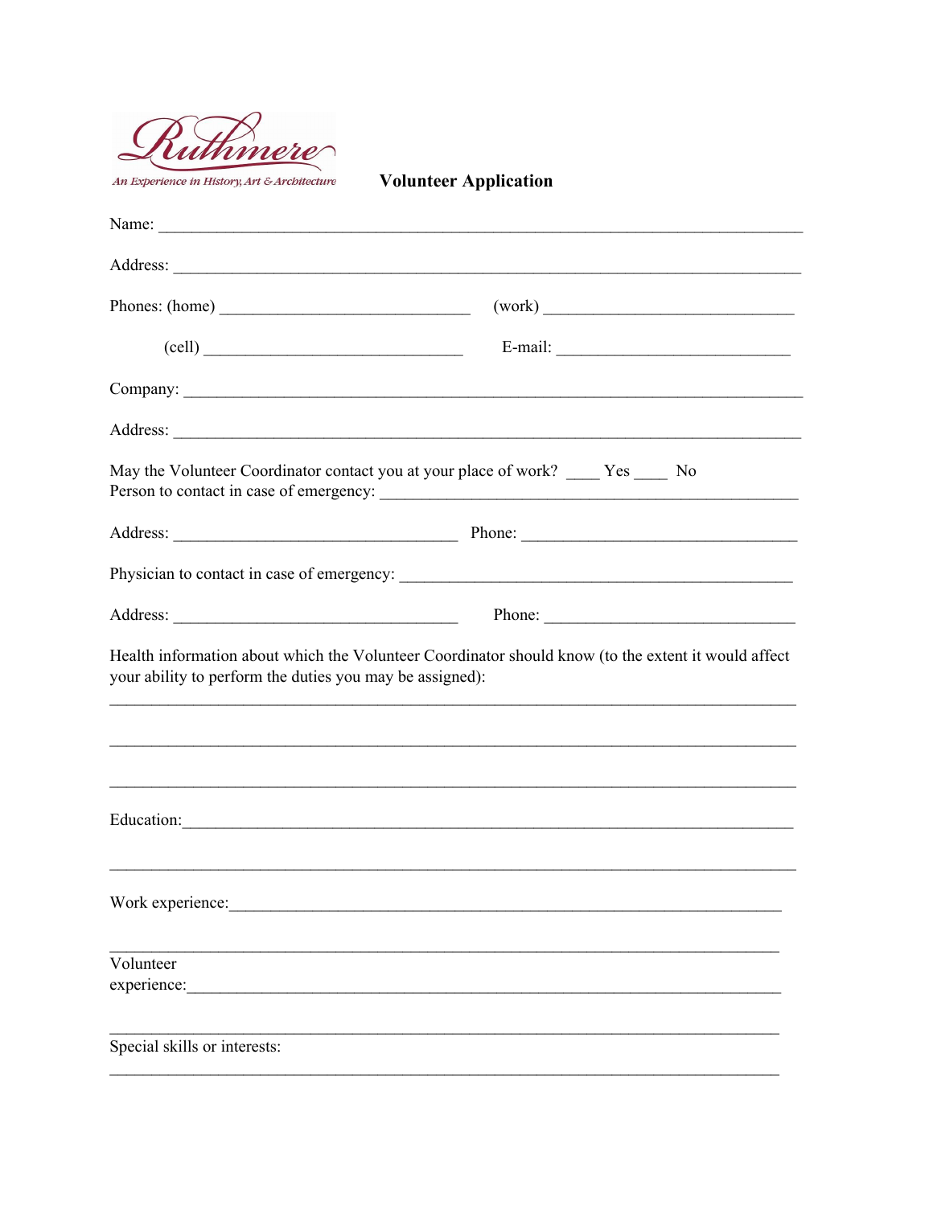Ruthmere

*An Experience in History, Art & Architecture*

**Volunteer Application**

Name: ____________________________________________________________________________

Address: __________________________________________________________________________

Phones: (home) ______________________________ (work) ______________________________

(cell) ______________________________ E-mail: ___________________________

Company: __________________________________________________________________________

Address: __________________________________________________________________________

May the Volunteer Coordinator contact you at your place of work? ____ Yes ____ No

Person to contact in case of emergency: _________________________________________________

Address: _________________________________ Phone: ________________________________

Physician to contact in case of emergency: _______________________________________________

Address: _________________________________ Phone: ______________________________

Health information about which the Volunteer Coordinator should know (to the extent it would affect your ability to perform the duties you may be assigned):

_________________________________________________________________________________

_________________________________________________________________________________

_________________________________________________________________________________

Education:_________________________________________________________________________

_________________________________________________________________________________

Work experience:___________________________________________________________________

_________________________________________________________________________________

Volunteer experience:_______________________________________________________________

_________________________________________________________________________________

Special skills or interests:

_________________________________________________________________________________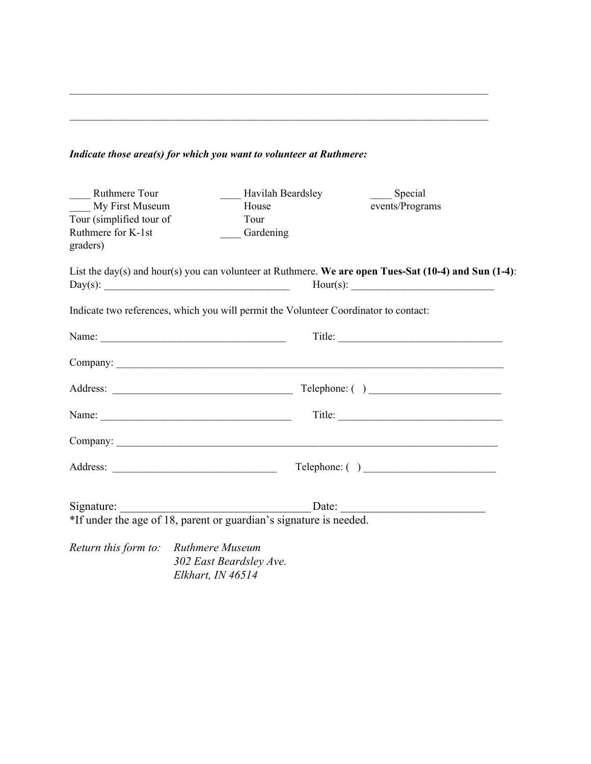\_\_\_\_\_\_\_\_\_\_\_\_\_\_\_\_\_\_\_\_\_\_\_\_\_\_\_\_\_\_\_\_\_\_\_\_\_\_\_\_\_\_\_\_\_\_\_\_\_\_\_\_\_\_\_\_\_\_\_\_\_\_\_\_\_\_\_\_\_\_\_\_\_\_\_\_\_\_\_\_

\_\_\_\_\_\_\_\_\_\_\_\_\_\_\_\_\_\_\_\_\_\_\_\_\_\_\_\_\_\_\_\_\_\_\_\_\_\_\_\_\_\_\_\_\_\_\_\_\_\_\_\_\_\_\_\_\_\_\_\_\_\_\_\_\_\_\_\_\_\_\_\_\_\_\_\_\_\_\_\_

***Indicate those area(s) for which you want to volunteer at Ruthmere:***

____ Ruthmere Tour

____ My First Museum Tour (simplified tour of Ruthmere for K-1st graders)

____ Havilah Beardsley House Tour

____ Gardening

____ Special events/Programs

List the day(s) and hour(s) you can volunteer at Ruthmere. **We are open Tues-Sat (10-4) and Sun (1-4)**:

Day(s): ___________________________________ Hour(s): ___________________________

Indicate two references, which you will permit the Volunteer Coordinator to contact:

Name: ___________________________________ Title: _______________________________

Company: __________________________________________________________________________

Address: __________________________________ Telephone: ( ) _________________________

Name: ___________________________________ Title: _______________________________

Company: __________________________________________________________________________

Address: _______________________________ Telephone: ( ) _________________________

Signature: _________________________________ Date: _________________________

*If under the age of 18, parent or guardian's signature is needed.

*Return this form to:* *Ruthmere Museum*
*302 East Beardsley Ave.*
*Elkhart, IN 46514*